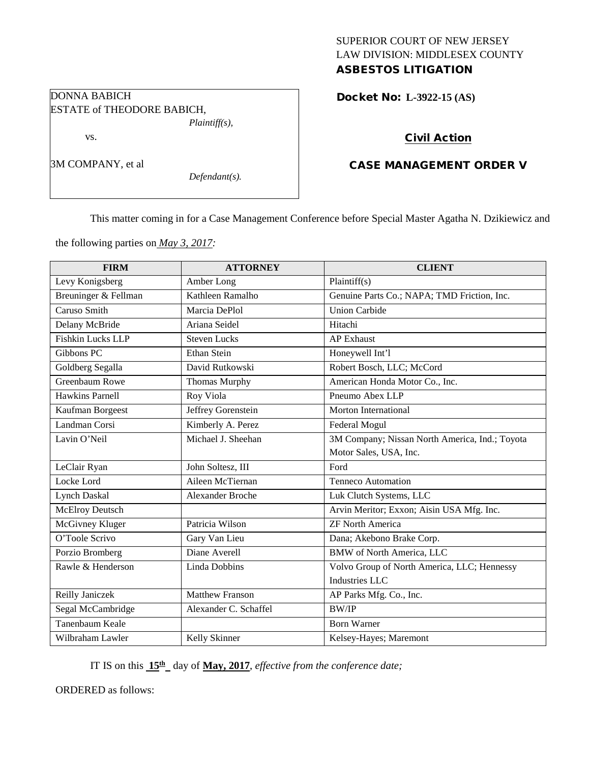SUPERIOR COURT OF NEW JERSEY
LAW DIVISION: MIDDLESEX COUNTY
**ASBESTOS LITIGATION**

DONNA BABICH
ESTATE of THEODORE BABICH,
*Plaintiff(s),*

vs.

3M COMPANY, et al
*Defendant(s).*

**Docket No: L-3922-15 (AS)**

**Civil Action**

**CASE MANAGEMENT ORDER V**

This matter coming in for a Case Management Conference before Special Master Agatha N. Dzikiewicz and the following parties on *May 3, 2017:*

| FIRM | ATTORNEY | CLIENT |
|---|---|---|
| Levy Konigsberg | Amber Long | Plaintiff(s) |
| Breuninger & Fellman | Kathleen Ramalho | Genuine Parts Co.; NAPA; TMD Friction, Inc. |
| Caruso Smith | Marcia DePlol | Union Carbide |
| Delany McBride | Ariana Seidel | Hitachi |
| Fishkin Lucks LLP | Steven Lucks | AP Exhaust |
| Gibbons PC | Ethan Stein | Honeywell Int'l |
| Goldberg Segalla | David Rutkowski | Robert Bosch, LLC; McCord |
| Greenbaum Rowe | Thomas Murphy | American Honda Motor Co., Inc. |
| Hawkins Parnell | Roy Viola | Pneumo Abex LLP |
| Kaufman Borgeest | Jeffrey Gorenstein | Morton International |
| Landman Corsi | Kimberly A. Perez | Federal Mogul |
| Lavin O'Neil | Michael J. Sheehan | 3M Company; Nissan North America, Ind.; Toyota Motor Sales, USA, Inc. |
| LeClair Ryan | John Soltesz, III | Ford |
| Locke Lord | Aileen McTiernan | Tenneco Automation |
| Lynch Daskal | Alexander Broche | Luk Clutch Systems, LLC |
| McElroy Deutsch | | Arvin Meritor; Exxon; Aisin USA Mfg. Inc. |
| McGivney Kluger | Patricia Wilson | ZF North America |
| O'Toole Scrivo | Gary Van Lieu | Dana; Akebono Brake Corp. |
| Porzio Bromberg | Diane Averell | BMW of North America, LLC |
| Rawle & Henderson | Linda Dobbins | Volvo Group of North America, LLC; Hennessy Industries LLC |
| Reilly Janiczek | Matthew Franson | AP Parks Mfg. Co., Inc. |
| Segal McCambridge | Alexander C. Schaffel | BW/IP |
| Tanenbaum Keale | | Born Warner |
| Wilbraham Lawler | Kelly Skinner | Kelsey-Hayes; Maremont |

IT IS on this **15th** day of **May, 2017**, *effective from the conference date;*

ORDERED as follows: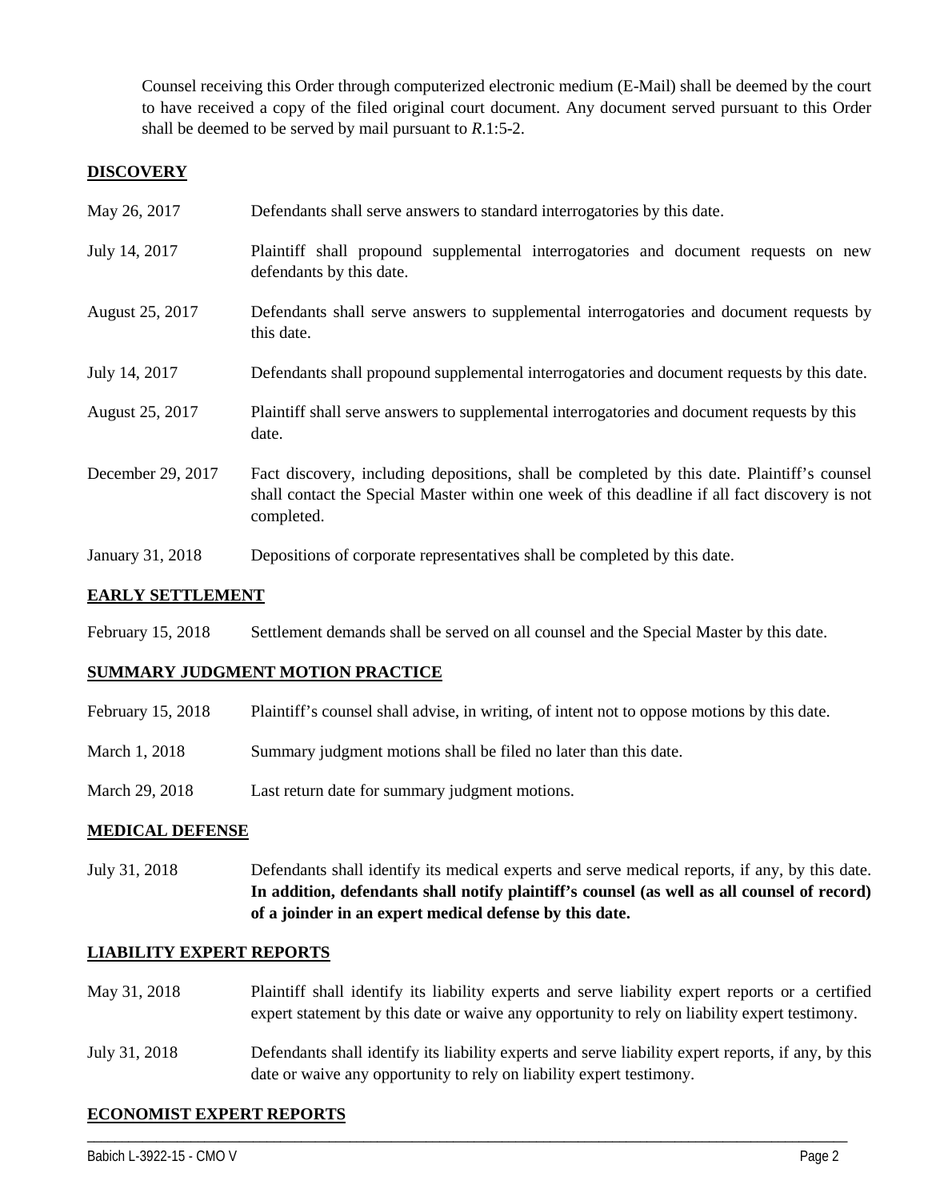Counsel receiving this Order through computerized electronic medium (E-Mail) shall be deemed by the court to have received a copy of the filed original court document. Any document served pursuant to this Order shall be deemed to be served by mail pursuant to *R*.1:5-2.

## DISCOVERY

| | |
|---|---|
| May 26, 2017 | Defendants shall serve answers to standard interrogatories by this date. |
| July 14, 2017 | Plaintiff shall propound supplemental interrogatories and document requests on new defendants by this date. |
| August 25, 2017 | Defendants shall serve answers to supplemental interrogatories and document requests by this date. |
| July 14, 2017 | Defendants shall propound supplemental interrogatories and document requests by this date. |
| August 25, 2017 | Plaintiff shall serve answers to supplemental interrogatories and document requests by this date. |
| December 29, 2017 | Fact discovery, including depositions, shall be completed by this date. Plaintiff's counsel shall contact the Special Master within one week of this deadline if all fact discovery is not completed. |
| January 31, 2018 | Depositions of corporate representatives shall be completed by this date. |

## EARLY SETTLEMENT

| | |
|---|---|
| February 15, 2018 | Settlement demands shall be served on all counsel and the Special Master by this date. |

## SUMMARY JUDGMENT MOTION PRACTICE

| | |
|---|---|
| February 15, 2018 | Plaintiff's counsel shall advise, in writing, of intent not to oppose motions by this date. |
| March 1, 2018 | Summary judgment motions shall be filed no later than this date. |
| March 29, 2018 | Last return date for summary judgment motions. |

## MEDICAL DEFENSE

| | |
|---|---|
| July 31, 2018 | Defendants shall identify its medical experts and serve medical reports, if any, by this date. **In addition, defendants shall notify plaintiff's counsel (as well as all counsel of record) of a joinder in an expert medical defense by this date.** |

## LIABILITY EXPERT REPORTS

| | |
|---|---|
| May 31, 2018 | Plaintiff shall identify its liability experts and serve liability expert reports or a certified expert statement by this date or waive any opportunity to rely on liability expert testimony. |
| July 31, 2018 | Defendants shall identify its liability experts and serve liability expert reports, if any, by this date or waive any opportunity to rely on liability expert testimony. |

## ECONOMIST EXPERT REPORTS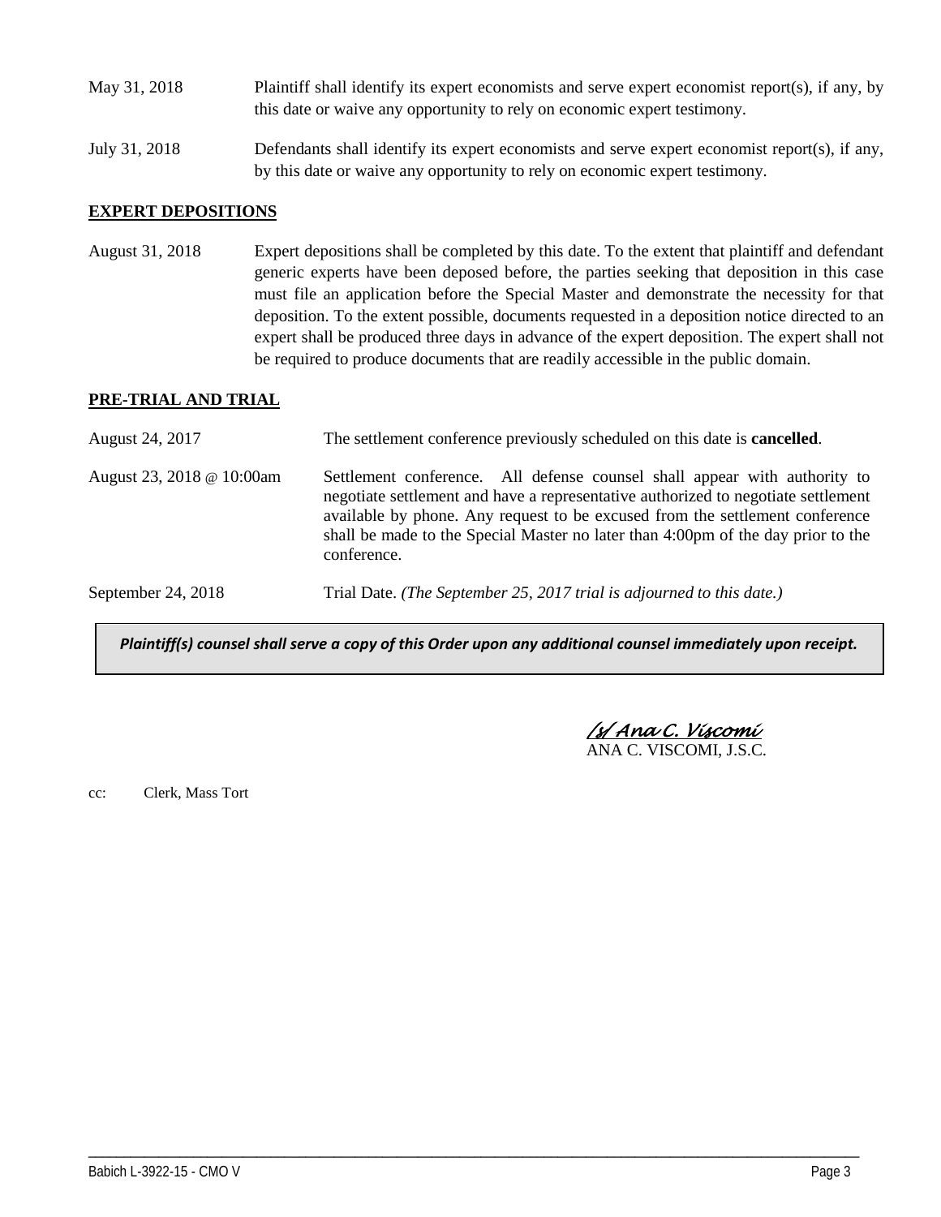| | |
|---|---|
| May 31, 2018 | Plaintiff shall identify its expert economists and serve expert economist report(s), if any, by this date or waive any opportunity to rely on economic expert testimony. |
| July 31, 2018 | Defendants shall identify its expert economists and serve expert economist report(s), if any, by this date or waive any opportunity to rely on economic expert testimony. |

## EXPERT DEPOSITIONS

| | |
|---|---|
| August 31, 2018 | Expert depositions shall be completed by this date. To the extent that plaintiff and defendant generic experts have been deposed before, the parties seeking that deposition in this case must file an application before the Special Master and demonstrate the necessity for that deposition. To the extent possible, documents requested in a deposition notice directed to an expert shall be produced three days in advance of the expert deposition. The expert shall not be required to produce documents that are readily accessible in the public domain. |

## PRE-TRIAL AND TRIAL

| | |
|---|---|
| August 24, 2017 | The settlement conference previously scheduled on this date is **cancelled**. |
| August 23, 2018 @ 10:00am | Settlement conference. All defense counsel shall appear with authority to negotiate settlement and have a representative authorized to negotiate settlement available by phone. Any request to be excused from the settlement conference shall be made to the Special Master no later than 4:00pm of the day prior to the conference. |
| September 24, 2018 | Trial Date. *(The September 25, 2017 trial is adjourned to this date.)* |

***Plaintiff(s) counsel shall serve a copy of this Order upon any additional counsel immediately upon receipt.***

*/s/ Ana C. Viscomi*
ANA C. VISCOMI, J.S.C.

cc: Clerk, Mass Tort